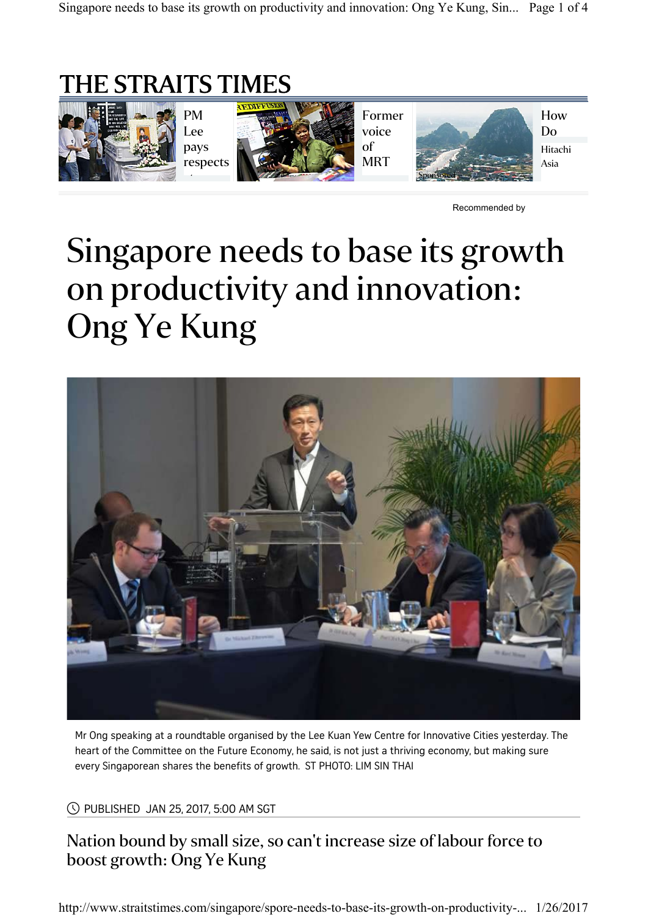# THE STRAITS TIMES

# Singapore needs to base its growth on productivity and innovation: Ong Ye Kung

Mr Ong speaking at a roundtable organised by the Lee Kuan Yew Centre for Innovative Cities yesterday. The heart of the Committee on the Future Economy, he said, is not just a thriving economy, but making sure every Singaporean shares the benefits of growth. ST PHOTO: LIM SIN THAI

PUBLISHED JAN 25, 2017, 5:00 AM SGT

## Nation bound by small size, so can't increase size of labour force to boost growth: Ong Ye Kung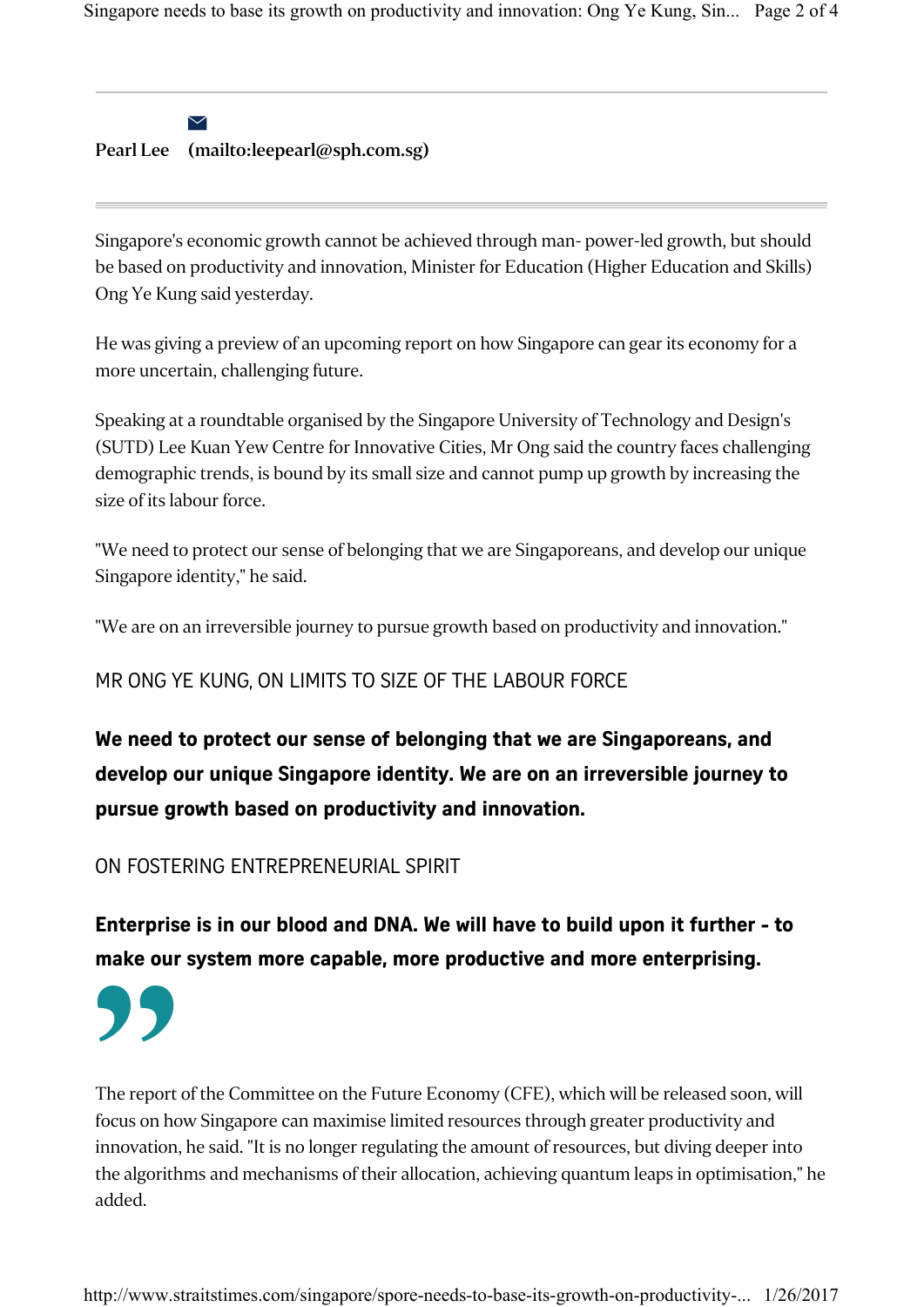Pearl Lee (mailto:leepearl@sph.com.sg)

---

Singapore's economic growth cannot be achieved through man- power-led growth, but should be based on productivity and innovation, Minister for Education (Higher Education and Skills) Ong Ye Kung said yesterday.

He was giving a preview of an upcoming report on how Singapore can gear its economy for a more uncertain, challenging future.

Speaking at a roundtable organised by the Singapore University of Technology and Design's (SUTD) Lee Kuan Yew Centre for Innovative Cities, Mr Ong said the country faces challenging demographic trends, is bound by its small size and cannot pump up growth by increasing the size of its labour force.

"We need to protect our sense of belonging that we are Singaporeans, and develop our unique Singapore identity," he said.

"We are on an irreversible journey to pursue growth based on productivity and innovation."

MR ONG YE KUNG, ON LIMITS TO SIZE OF THE LABOUR FORCE

**We need to protect our sense of belonging that we are Singaporeans, and develop our unique Singapore identity. We are on an irreversible journey to pursue growth based on productivity and innovation.**

ON FOSTERING ENTREPRENEURIAL SPIRIT

**Enterprise is in our blood and DNA. We will have to build upon it further - to make our system more capable, more productive and more enterprising.**

The report of the Committee on the Future Economy (CFE), which will be released soon, will focus on how Singapore can maximise limited resources through greater productivity and innovation, he said. "It is no longer regulating the amount of resources, but diving deeper into the algorithms and mechanisms of their allocation, achieving quantum leaps in optimisation," he added.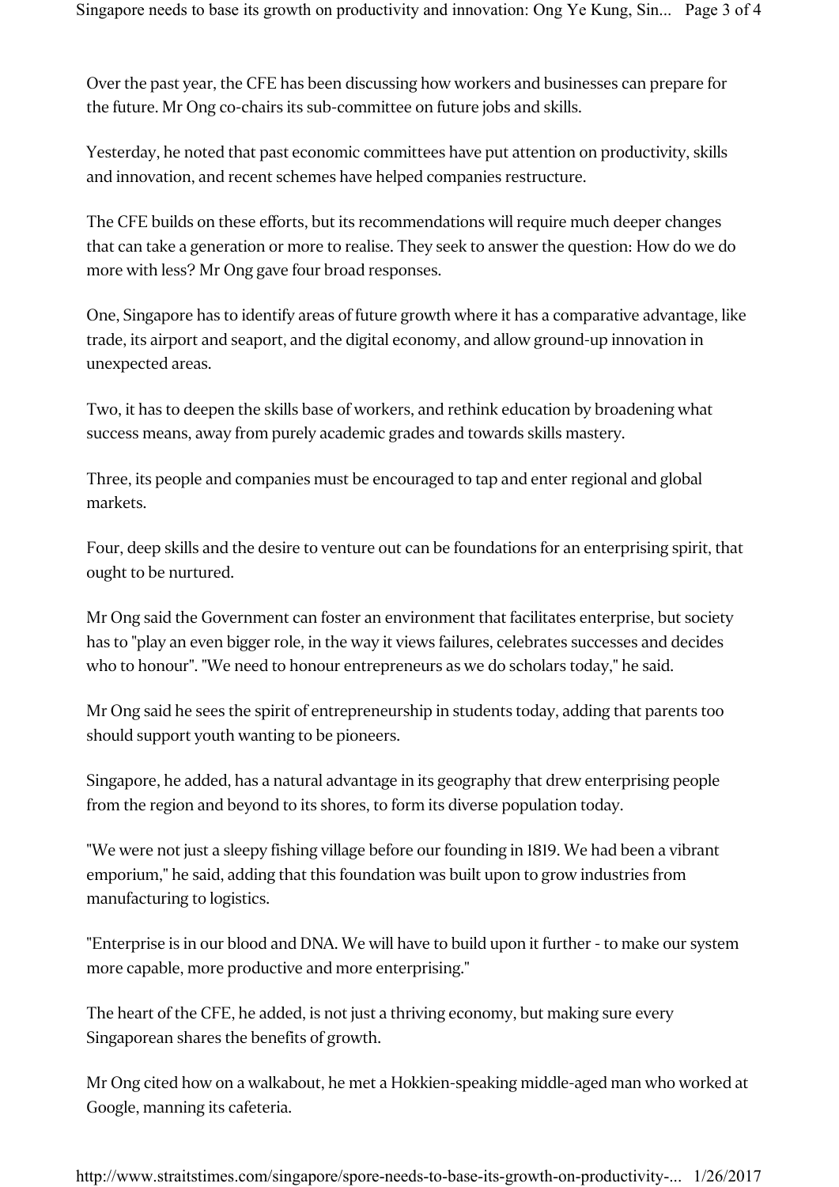Over the past year, the CFE has been discussing how workers and businesses can prepare for the future. Mr Ong co-chairs its sub-committee on future jobs and skills.

Yesterday, he noted that past economic committees have put attention on productivity, skills and innovation, and recent schemes have helped companies restructure.

The CFE builds on these efforts, but its recommendations will require much deeper changes that can take a generation or more to realise. They seek to answer the question: How do we do more with less? Mr Ong gave four broad responses.

One, Singapore has to identify areas of future growth where it has a comparative advantage, like trade, its airport and seaport, and the digital economy, and allow ground-up innovation in unexpected areas.

Two, it has to deepen the skills base of workers, and rethink education by broadening what success means, away from purely academic grades and towards skills mastery.

Three, its people and companies must be encouraged to tap and enter regional and global markets.

Four, deep skills and the desire to venture out can be foundations for an enterprising spirit, that ought to be nurtured.

Mr Ong said the Government can foster an environment that facilitates enterprise, but society has to "play an even bigger role, in the way it views failures, celebrates successes and decides who to honour". "We need to honour entrepreneurs as we do scholars today," he said.

Mr Ong said he sees the spirit of entrepreneurship in students today, adding that parents too should support youth wanting to be pioneers.

Singapore, he added, has a natural advantage in its geography that drew enterprising people from the region and beyond to its shores, to form its diverse population today.

"We were not just a sleepy fishing village before our founding in 1819. We had been a vibrant emporium," he said, adding that this foundation was built upon to grow industries from manufacturing to logistics.

"Enterprise is in our blood and DNA. We will have to build upon it further - to make our system more capable, more productive and more enterprising."

The heart of the CFE, he added, is not just a thriving economy, but making sure every Singaporean shares the benefits of growth.

Mr Ong cited how on a walkabout, he met a Hokkien-speaking middle-aged man who worked at Google, manning its cafeteria.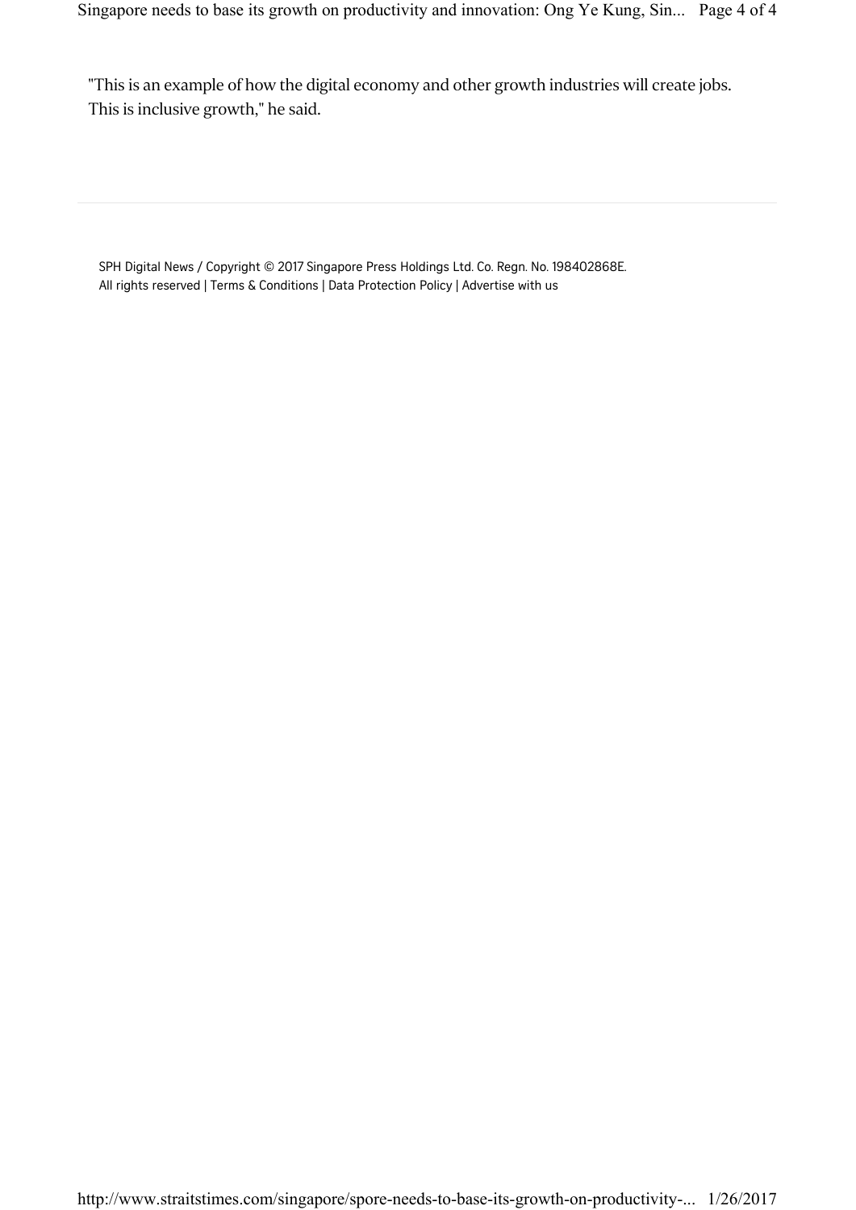"This is an example of how the digital economy and other growth industries will create jobs. This is inclusive growth," he said.

---

SPH Digital News / Copyright © 2017 Singapore Press Holdings Ltd. Co. Regn. No. 198402868E.
All rights reserved | Terms & Conditions | Data Protection Policy | Advertise with us